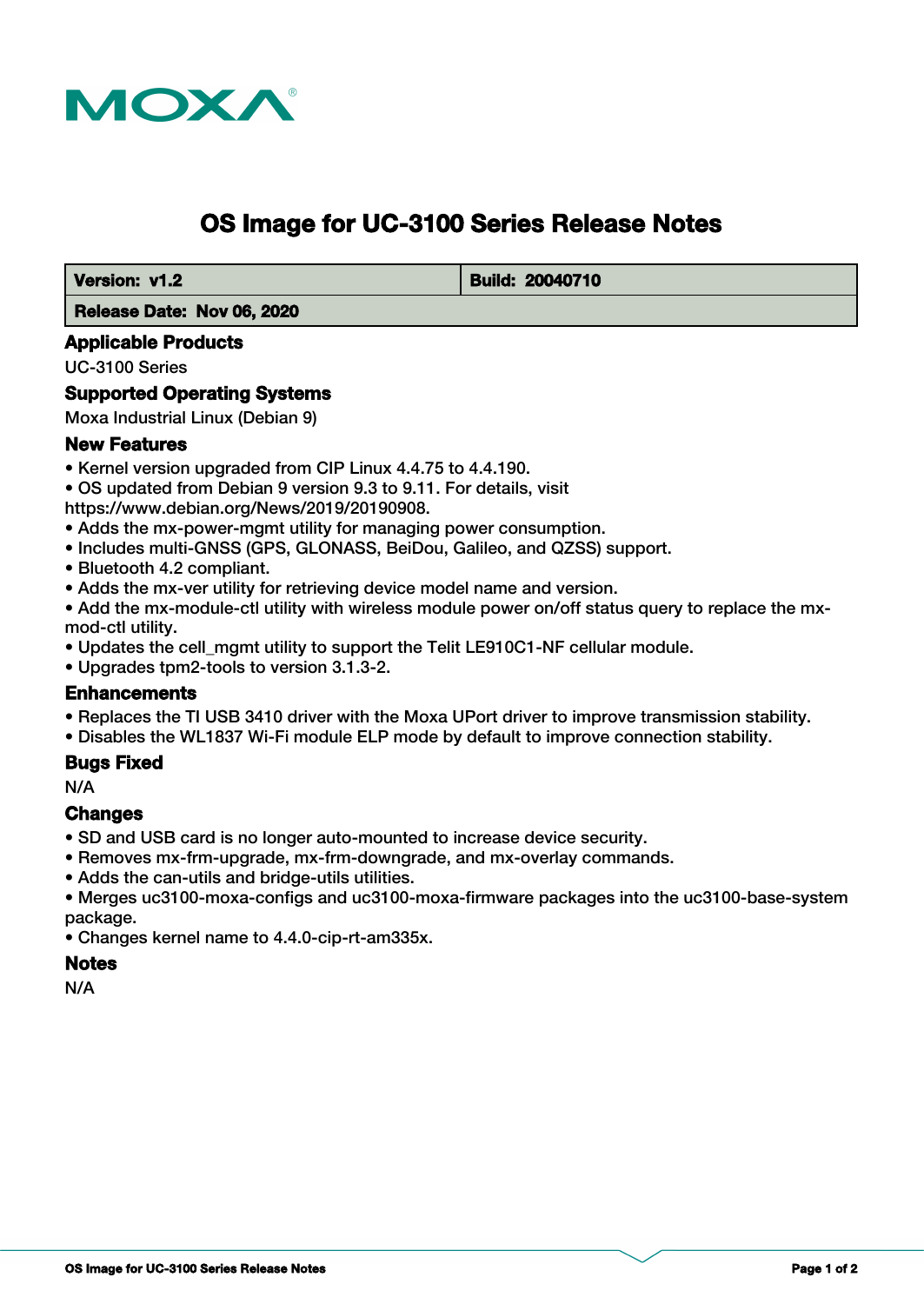# OS Image for UC-3100 Series Release Notes

| **Version: v1.2** | **Build: 20040710** |
| --- | --- |
| **Release Date: Nov 06, 2020** | |

## Applicable Products

UC-3100 Series

## Supported Operating Systems

Moxa Industrial Linux (Debian 9)

## New Features

- Kernel version upgraded from CIP Linux 4.4.75 to 4.4.190.
- OS updated from Debian 9 version 9.3 to 9.11. For details, visit https://www.debian.org/News/2019/20190908.
- Adds the mx-power-mgmt utility for managing power consumption.
- Includes multi-GNSS (GPS, GLONASS, BeiDou, Galileo, and QZSS) support.
- Bluetooth 4.2 compliant.
- Adds the mx-ver utility for retrieving device model name and version.
- Add the mx-module-ctl utility with wireless module power on/off status query to replace the mx-mod-ctl utility.
- Updates the cell_mgmt utility to support the Telit LE910C1-NF cellular module.
- Upgrades tpm2-tools to version 3.1.3-2.

## Enhancements

- Replaces the TI USB 3410 driver with the Moxa UPort driver to improve transmission stability.
- Disables the WL1837 Wi-Fi module ELP mode by default to improve connection stability.

## Bugs Fixed

N/A

## Changes

- SD and USB card is no longer auto-mounted to increase device security.
- Removes mx-frm-upgrade, mx-frm-downgrade, and mx-overlay commands.
- Adds the can-utils and bridge-utils utilities.
- Merges uc3100-moxa-configs and uc3100-moxa-firmware packages into the uc3100-base-system package.
- Changes kernel name to 4.4.0-cip-rt-am335x.

## Notes

N/A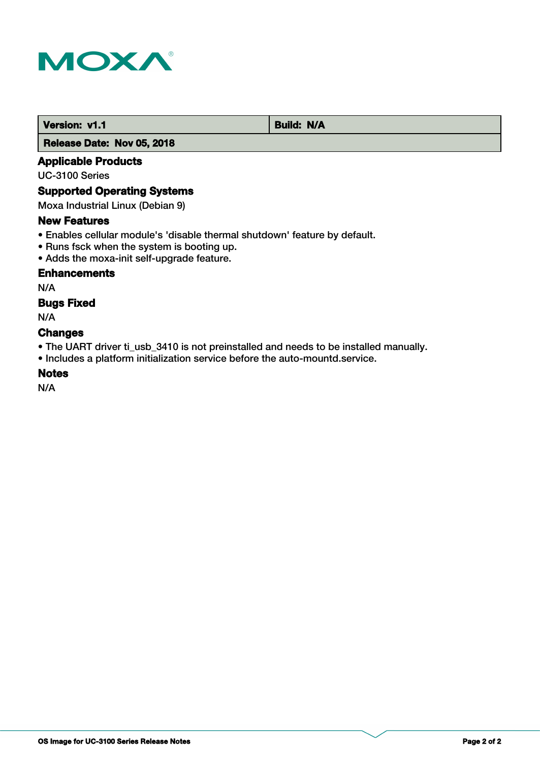| Version: v1.1 | Build: N/A |
| --- | --- |
| Release Date: Nov 05, 2018 | |

## Applicable Products

UC-3100 Series

## Supported Operating Systems

Moxa Industrial Linux (Debian 9)

## New Features

- Enables cellular module's 'disable thermal shutdown' feature by default.
- Runs fsck when the system is booting up.
- Adds the moxa-init self-upgrade feature.

## Enhancements

N/A

## Bugs Fixed

N/A

## Changes

- The UART driver ti_usb_3410 is not preinstalled and needs to be installed manually.
- Includes a platform initialization service before the auto-mountd.service.

## Notes

N/A